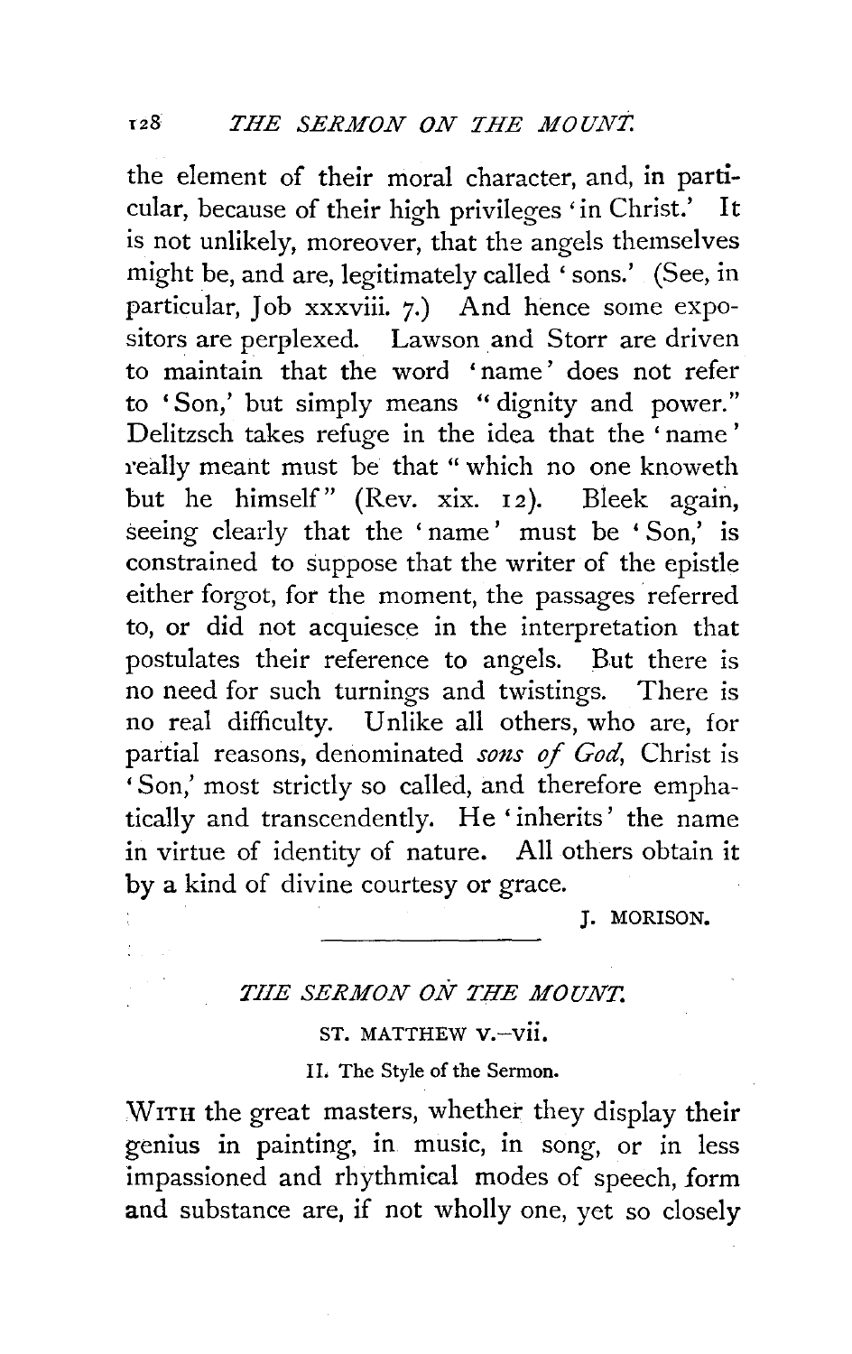the element of their moral character, and, in particular, because of their high privileges 'in Christ.' It is not unlikely, moreover, that the angels themselves might be, and are, legitimately called 'sons.' (See, in particular, Job xxxviii. 7.) And hence some expositors are perplexed. Lawson and Storr are driven to maintain that the word 'name' does not refer to 'Son,' but simply means "dignity and power." Delitzsch takes refuge in the idea that the 'name' really meant must be that "which no one knoweth but he himself" (Rev. xix. 12). Bleek again, seeing clearly that the 'name' must be 'Son,' is constrained to suppose that the writer of the epistle either forgot, for the moment, the passages referred to, or did not acquiesce in the interpretation that postulates their reference to angels. But there is no need for such turnings and twistings. There is no real difficulty. Unlike all others, who are, for partial reasons, denominated *sons of God*, Christ is 'Son,' most strictly so called, and therefore emphatically and transcendently. He 'inherits' the name in virtue of identity of nature. All others obtain it by a kind of divine courtesy or grace.

J. MORISON.

---

# *THE SERMON ON THE MOUNT.*

## ST. MATTHEW V.–VII.

### II. The Style of the Sermon.

WITH the great masters, whether they display their genius in painting, in music, in song, or in less impassioned and rhythmical modes of speech, form and substance are, if not wholly one, yet so closely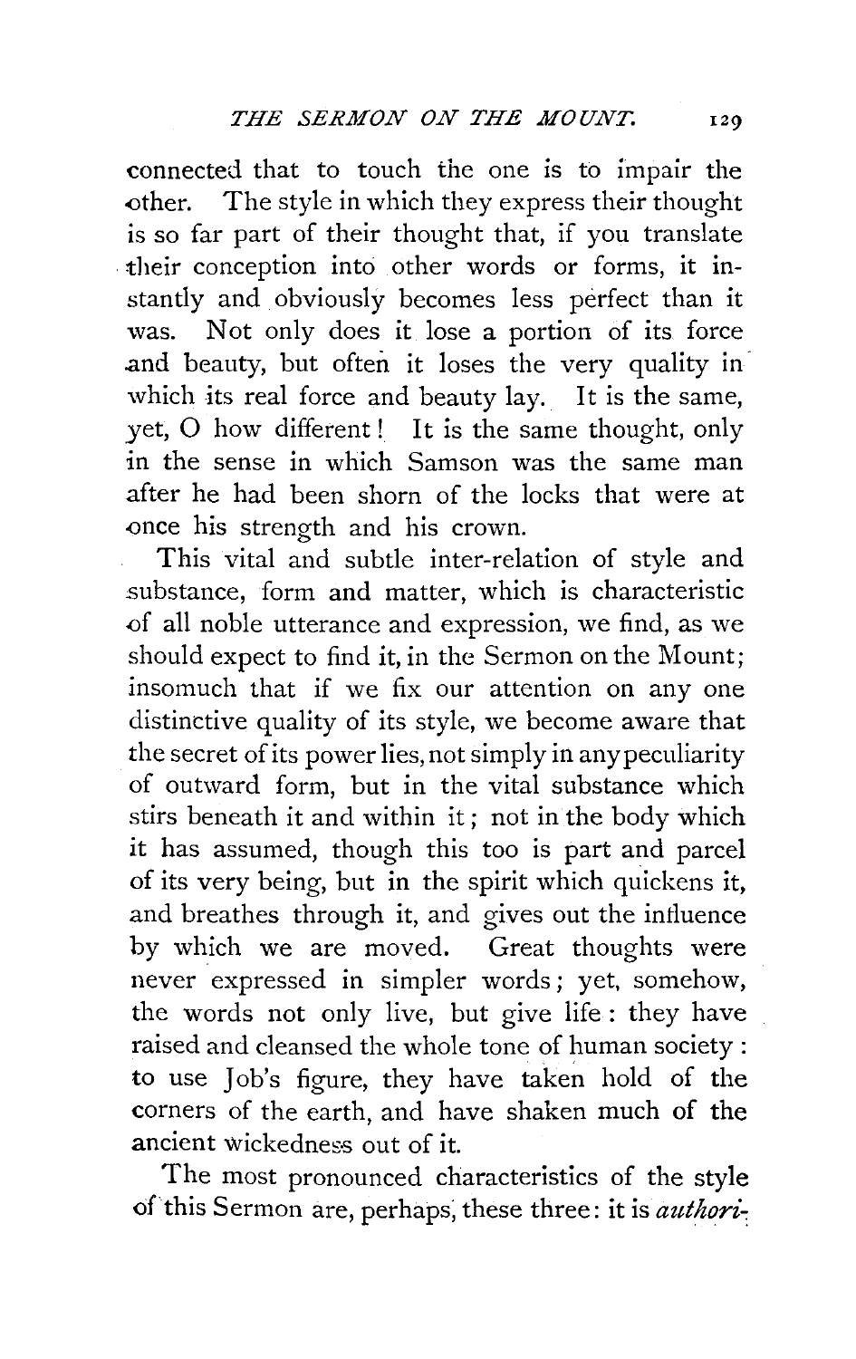connected that to touch the one is to impair the other. The style in which they express their thought is so far part of their thought that, if you translate their conception into other words or forms, it instantly and obviously becomes less perfect than it was. Not only does it lose a portion of its force and beauty, but often it loses the very quality in which its real force and beauty lay. It is the same, yet, O how different! It is the same thought, only in the sense in which Samson was the same man after he had been shorn of the locks that were at once his strength and his crown.

This vital and subtle inter-relation of style and substance, form and matter, which is characteristic of all noble utterance and expression, we find, as we should expect to find it, in the Sermon on the Mount; insomuch that if we fix our attention on any one distinctive quality of its style, we become aware that the secret of its power lies, not simply in any peculiarity of outward form, but in the vital substance which stirs beneath it and within it; not in the body which it has assumed, though this too is part and parcel of its very being, but in the spirit which quickens it, and breathes through it, and gives out the influence by which we are moved. Great thoughts were never expressed in simpler words; yet, somehow, the words not only live, but give life: they have raised and cleansed the whole tone of human society: to use Job's figure, they have taken hold of the corners of the earth, and have shaken much of the ancient wickedness out of it.

The most pronounced characteristics of the style of this Sermon are, perhaps, these three: it is *authori-*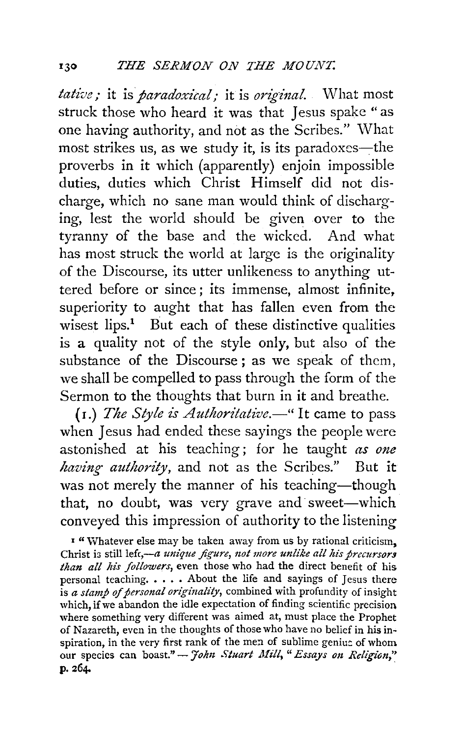*tative;* it is *paradoxical;* it is *original.* What most struck those who heard it was that Jesus spake "as one having authority, and not as the Scribes." What most strikes us, as we study it, is its paradoxes—the proverbs in it which (apparently) enjoin impossible duties, duties which Christ Himself did not discharge, which no sane man would think of discharging, lest the world should be given over to the tyranny of the base and the wicked. And what has most struck the world at large is the originality of the Discourse, its utter unlikeness to anything uttered before or since; its immense, almost infinite, superiority to aught that has fallen even from the wisest lips.[1] But each of these distinctive qualities is a quality not of the style only, but also of the substance of the Discourse; as we speak of them, we shall be compelled to pass through the form of the Sermon to the thoughts that burn in it and breathe.

(1.) *The Style is Authoritative.*—"It came to pass when Jesus had ended these sayings the people were astonished at his teaching; for he taught *as one having authority,* and not as the Scribes." But it was not merely the manner of his teaching—though that, no doubt, was very grave and sweet—which conveyed this impression of authority to the listening

[1] "Whatever else may be taken away from us by rational criticism, Christ is still left,—*a unique figure, not more unlike all his precursors than all his followers,* even those who had the direct benefit of his personal teaching. . . . . About the life and sayings of Jesus there is *a stamp of personal originality,* combined with profundity of insight which, if we abandon the idle expectation of finding scientific precision where something very different was aimed at, must place the Prophet of Nazareth, even in the thoughts of those who have no belief in his inspiration, in the very first rank of the men of sublime genius of whom our species can boast."—*John Stuart Mill,* "*Essays on Religion,*" p. 264.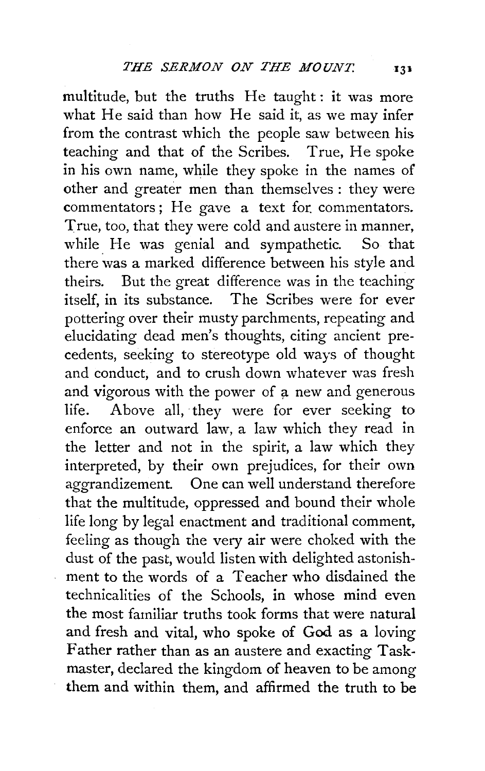multitude, but the truths He taught: it was more what He said than how He said it, as we may infer from the contrast which the people saw between his teaching and that of the Scribes. True, He spoke in his own name, while they spoke in the names of other and greater men than themselves: they were commentators; He gave a text for commentators. True, too, that they were cold and austere in manner, while He was genial and sympathetic. So that there was a marked difference between his style and theirs. But the great difference was in the teaching itself, in its substance. The Scribes were for ever pottering over their musty parchments, repeating and elucidating dead men's thoughts, citing ancient precedents, seeking to stereotype old ways of thought and conduct, and to crush down whatever was fresh and vigorous with the power of a new and generous life. Above all, they were for ever seeking to enforce an outward law, a law which they read in the letter and not in the spirit, a law which they interpreted, by their own prejudices, for their own aggrandizement. One can well understand therefore that the multitude, oppressed and bound their whole life long by legal enactment and traditional comment, feeling as though the very air were choked with the dust of the past, would listen with delighted astonishment to the words of a Teacher who disdained the technicalities of the Schools, in whose mind even the most familiar truths took forms that were natural and fresh and vital, who spoke of God as a loving Father rather than as an austere and exacting Taskmaster, declared the kingdom of heaven to be among them and within them, and affirmed the truth to be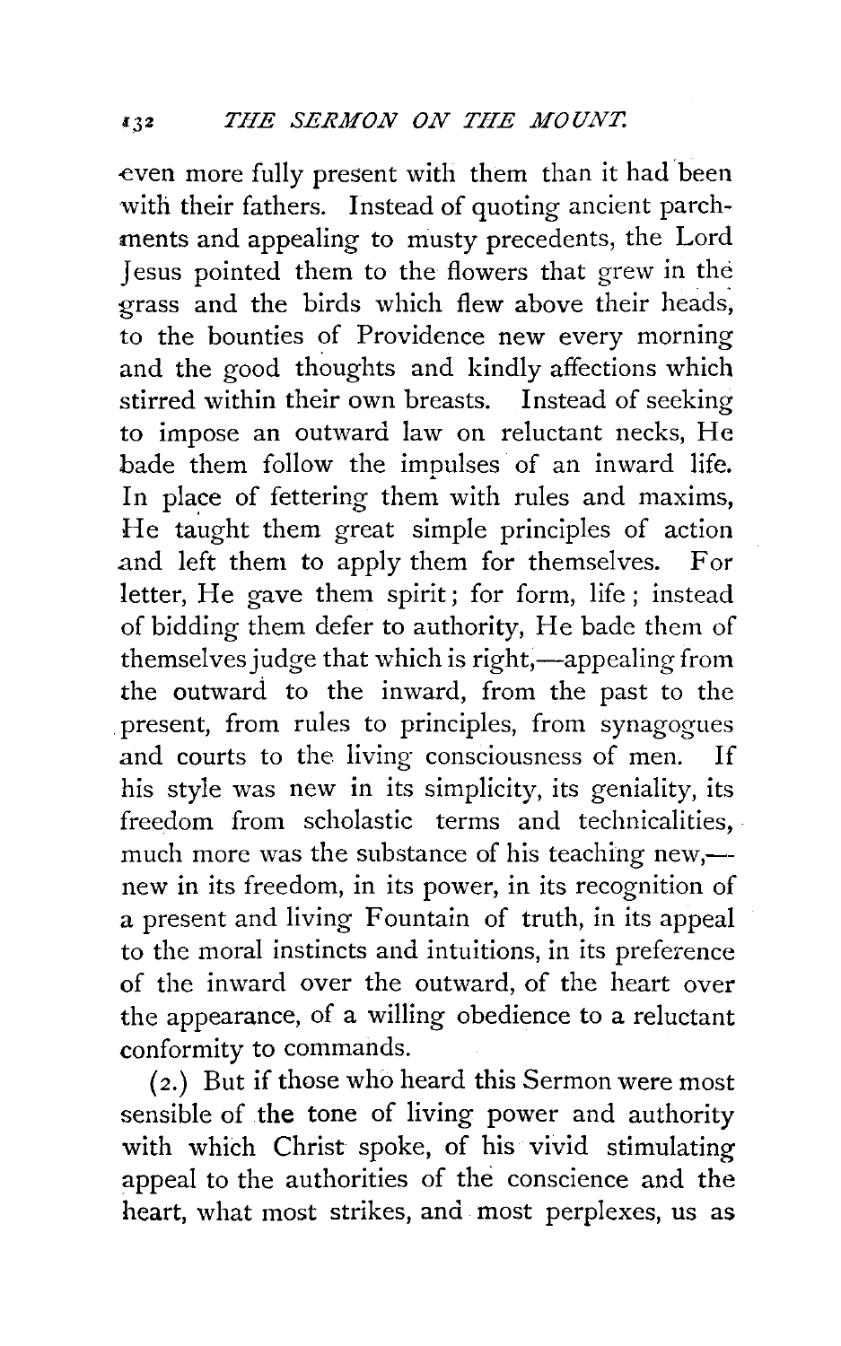even more fully present with them than it had been with their fathers. Instead of quoting ancient parchments and appealing to musty precedents, the Lord Jesus pointed them to the flowers that grew in the grass and the birds which flew above their heads, to the bounties of Providence new every morning and the good thoughts and kindly affections which stirred within their own breasts. Instead of seeking to impose an outward law on reluctant necks, He bade them follow the impulses of an inward life. In place of fettering them with rules and maxims, He taught them great simple principles of action and left them to apply them for themselves. For letter, He gave them spirit; for form, life; instead of bidding them defer to authority, He bade them of themselves judge that which is right,—appealing from the outward to the inward, from the past to the present, from rules to principles, from synagogues and courts to the living consciousness of men. If his style was new in its simplicity, its geniality, its freedom from scholastic terms and technicalities, much more was the substance of his teaching new,—new in its freedom, in its power, in its recognition of a present and living Fountain of truth, in its appeal to the moral instincts and intuitions, in its preference of the inward over the outward, of the heart over the appearance, of a willing obedience to a reluctant conformity to commands.

(2.) But if those who heard this Sermon were most sensible of the tone of living power and authority with which Christ spoke, of his vivid stimulating appeal to the authorities of the conscience and the heart, what most strikes, and most perplexes, us as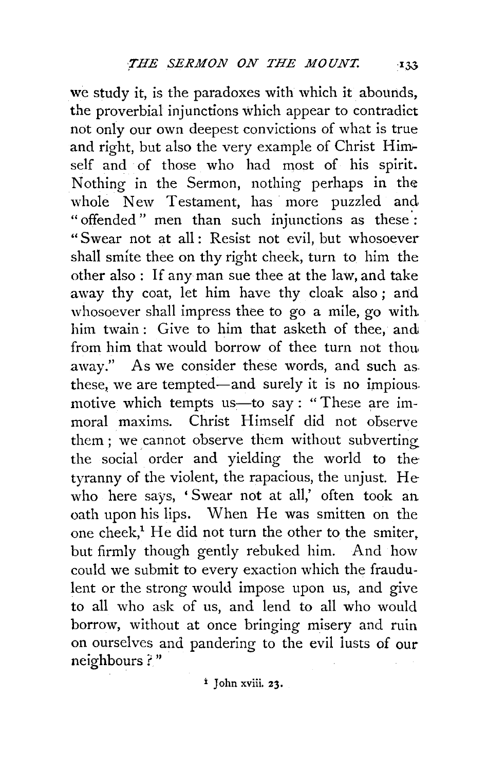we study it, is the paradoxes with which it abounds, the proverbial injunctions which appear to contradict not only our own deepest convictions of what is true and right, but also the very example of Christ Himself and of those who had most of his spirit. Nothing in the Sermon, nothing perhaps in the whole New Testament, has more puzzled and "offended" men than such injunctions as these: "Swear not at all: Resist not evil, but whosoever shall smite thee on thy right cheek, turn to him the other also: If any man sue thee at the law, and take away thy coat, let him have thy cloak also; and whosoever shall impress thee to go a mile, go with him twain: Give to him that asketh of thee, and from him that would borrow of thee turn not thou away." As we consider these words, and such as these, we are tempted—and surely it is no impious motive which tempts us—to say: "These are immoral maxims. Christ Himself did not observe them; we cannot observe them without subverting the social order and yielding the world to the tyranny of the violent, the rapacious, the unjust. He who here says, 'Swear not at all,' often took an oath upon his lips. When He was smitten on the one cheek,[1] He did not turn the other to the smiter, but firmly though gently rebuked him. And how could we submit to every exaction which the fraudulent or the strong would impose upon us, and give to all who ask of us, and lend to all who would borrow, without at once bringing misery and ruin on ourselves and pandering to the evil lusts of our neighbours?"

[1] John xviii. 23.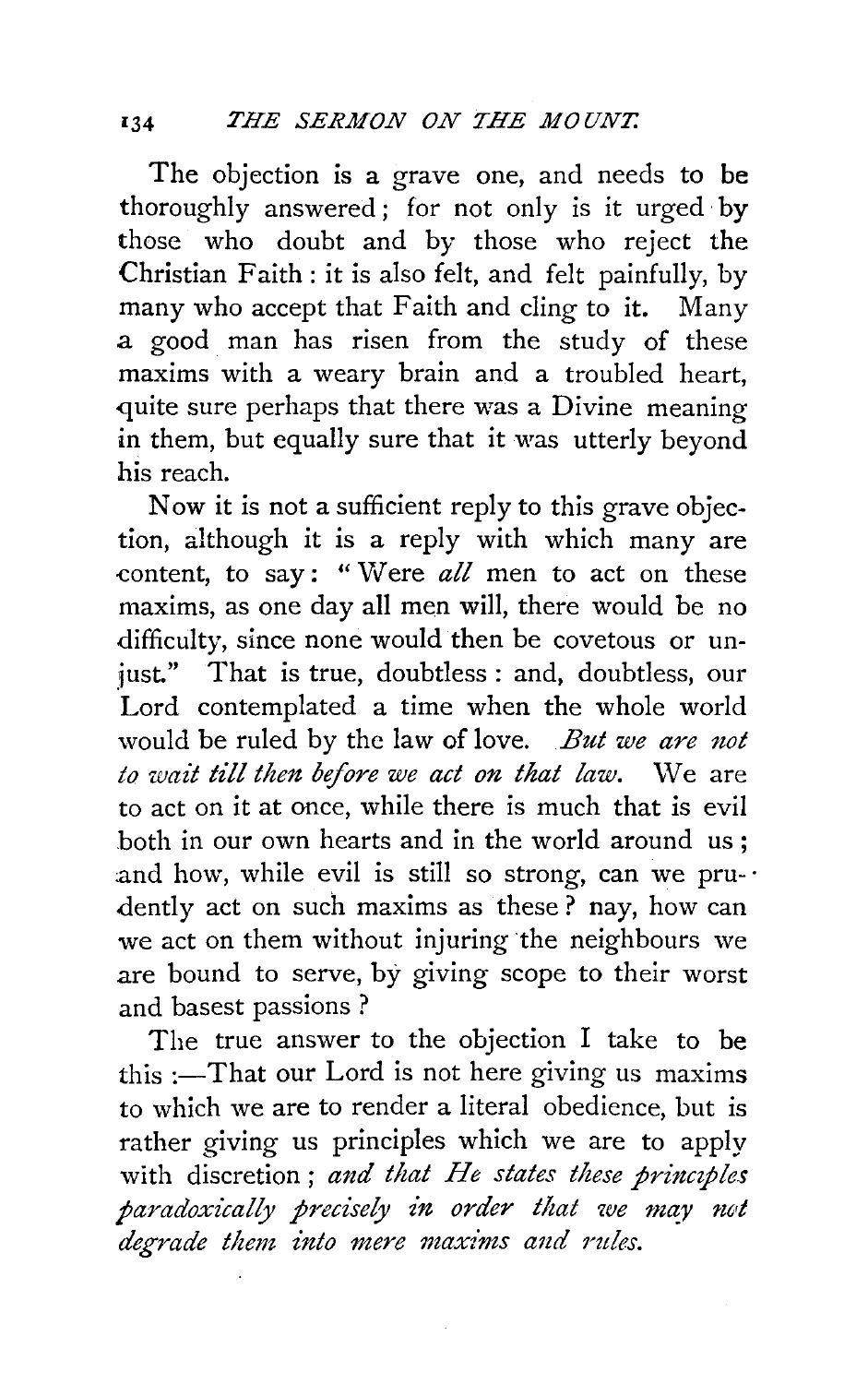The objection is a grave one, and needs to be thoroughly answered; for not only is it urged by those who doubt and by those who reject the Christian Faith: it is also felt, and felt painfully, by many who accept that Faith and cling to it. Many a good man has risen from the study of these maxims with a weary brain and a troubled heart, quite sure perhaps that there was a Divine meaning in them, but equally sure that it was utterly beyond his reach.

Now it is not a sufficient reply to this grave objection, although it is a reply with which many are content, to say: "Were *all* men to act on these maxims, as one day all men will, there would be no difficulty, since none would then be covetous or unjust." That is true, doubtless: and, doubtless, our Lord contemplated a time when the whole world would be ruled by the law of love. *But we are not to wait till then before we act on that law.* We are to act on it at once, while there is much that is evil both in our own hearts and in the world around us; and how, while evil is still so strong, can we prudently act on such maxims as these? nay, how can we act on them without injuring the neighbours we are bound to serve, by giving scope to their worst and basest passions?

The true answer to the objection I take to be this:—That our Lord is not here giving us maxims to which we are to render a literal obedience, but is rather giving us principles which we are to apply with discretion; *and that He states these principles paradoxically precisely in order that we may not degrade them into mere maxims and rules.*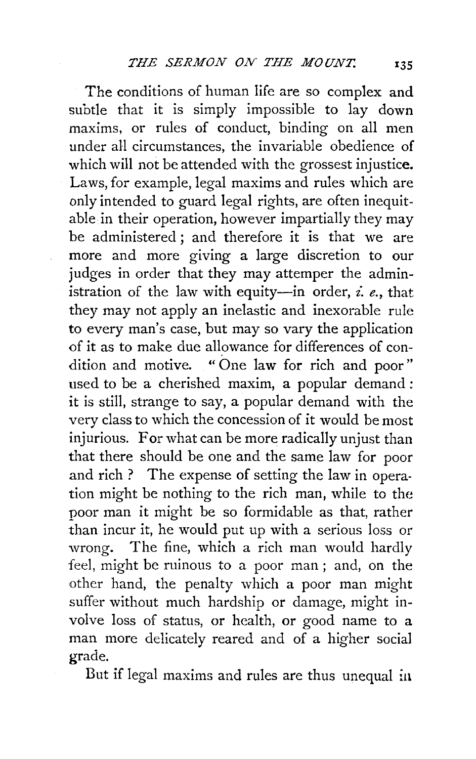The conditions of human life are so complex and subtle that it is simply impossible to lay down maxims, or rules of conduct, binding on all men under all circumstances, the invariable obedience of which will not be attended with the grossest injustice. Laws, for example, legal maxims and rules which are only intended to guard legal rights, are often inequitable in their operation, however impartially they may be administered; and therefore it is that we are more and more giving a large discretion to our judges in order that they may attemper the administration of the law with equity—in order, *i. e.*, that they may not apply an inelastic and inexorable rule to every man's case, but may so vary the application of it as to make due allowance for differences of condition and motive. "One law for rich and poor" used to be a cherished maxim, a popular demand: it is still, strange to say, a popular demand with the very class to which the concession of it would be most injurious. For what can be more radically unjust than that there should be one and the same law for poor and rich? The expense of setting the law in operation might be nothing to the rich man, while to the poor man it might be so formidable as that, rather than incur it, he would put up with a serious loss or wrong. The fine, which a rich man would hardly feel, might be ruinous to a poor man; and, on the other hand, the penalty which a poor man might suffer without much hardship or damage, might involve loss of status, or health, or good name to a man more delicately reared and of a higher social grade.

But if legal maxims and rules are thus unequal in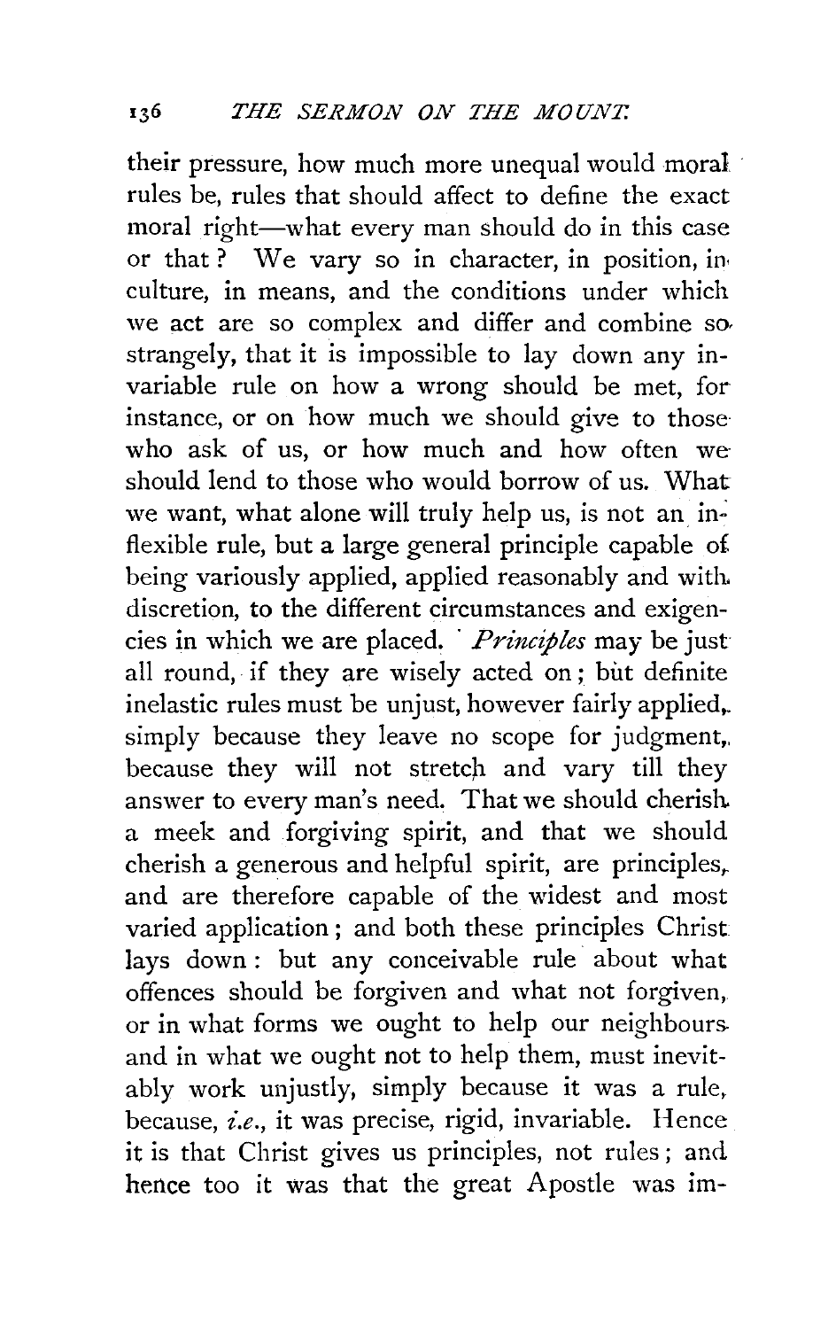their pressure, how much more unequal would moral rules be, rules that should affect to define the exact moral right—what every man should do in this case or that? We vary so in character, in position, in culture, in means, and the conditions under which we act are so complex and differ and combine so strangely, that it is impossible to lay down any invariable rule on how a wrong should be met, for instance, or on how much we should give to those who ask of us, or how much and how often we should lend to those who would borrow of us. What we want, what alone will truly help us, is not an inflexible rule, but a large general principle capable of being variously applied, applied reasonably and with discretion, to the different circumstances and exigencies in which we are placed. *Principles* may be just all round, if they are wisely acted on; but definite inelastic rules must be unjust, however fairly applied, simply because they leave no scope for judgment, because they will not stretch and vary till they answer to every man's need. That we should cherish a meek and forgiving spirit, and that we should cherish a generous and helpful spirit, are principles, and are therefore capable of the widest and most varied application; and both these principles Christ lays down: but any conceivable rule about what offences should be forgiven and what not forgiven, or in what forms we ought to help our neighbours and in what we ought not to help them, must inevitably work unjustly, simply because it was a rule, because, *i.e.*, it was precise, rigid, invariable. Hence it is that Christ gives us principles, not rules; and hence too it was that the great Apostle was im-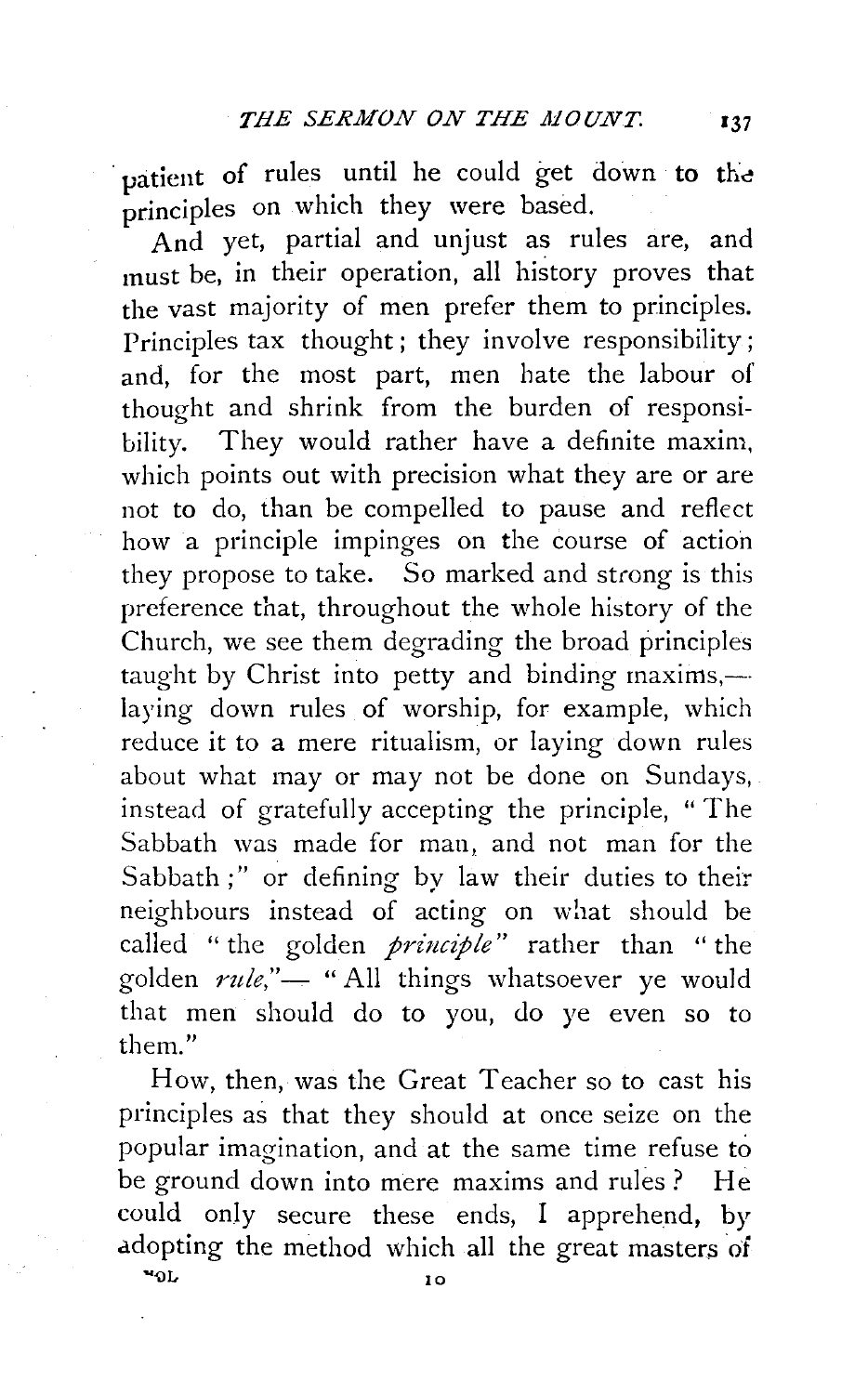patient of rules until he could get down to the principles on which they were based.

And yet, partial and unjust as rules are, and must be, in their operation, all history proves that the vast majority of men prefer them to principles. Principles tax thought; they involve responsibility; and, for the most part, men hate the labour of thought and shrink from the burden of responsibility. They would rather have a definite maxim, which points out with precision what they are or are not to do, than be compelled to pause and reflect how a principle impinges on the course of action they propose to take. So marked and strong is this preference that, throughout the whole history of the Church, we see them degrading the broad principles taught by Christ into petty and binding maxims,—laying down rules of worship, for example, which reduce it to a mere ritualism, or laying down rules about what may or may not be done on Sundays, instead of gratefully accepting the principle, "The Sabbath was made for man, and not man for the Sabbath;" or defining by law their duties to their neighbours instead of acting on what should be called "the golden *principle*" rather than "the golden *rule*,"— "All things whatsoever ye would that men should do to you, do ye even so to them."

How, then, was the Great Teacher so to cast his principles as that they should at once seize on the popular imagination, and at the same time refuse to be ground down into mere maxims and rules? He could only secure these ends, I apprehend, by adopting the method which all the great masters of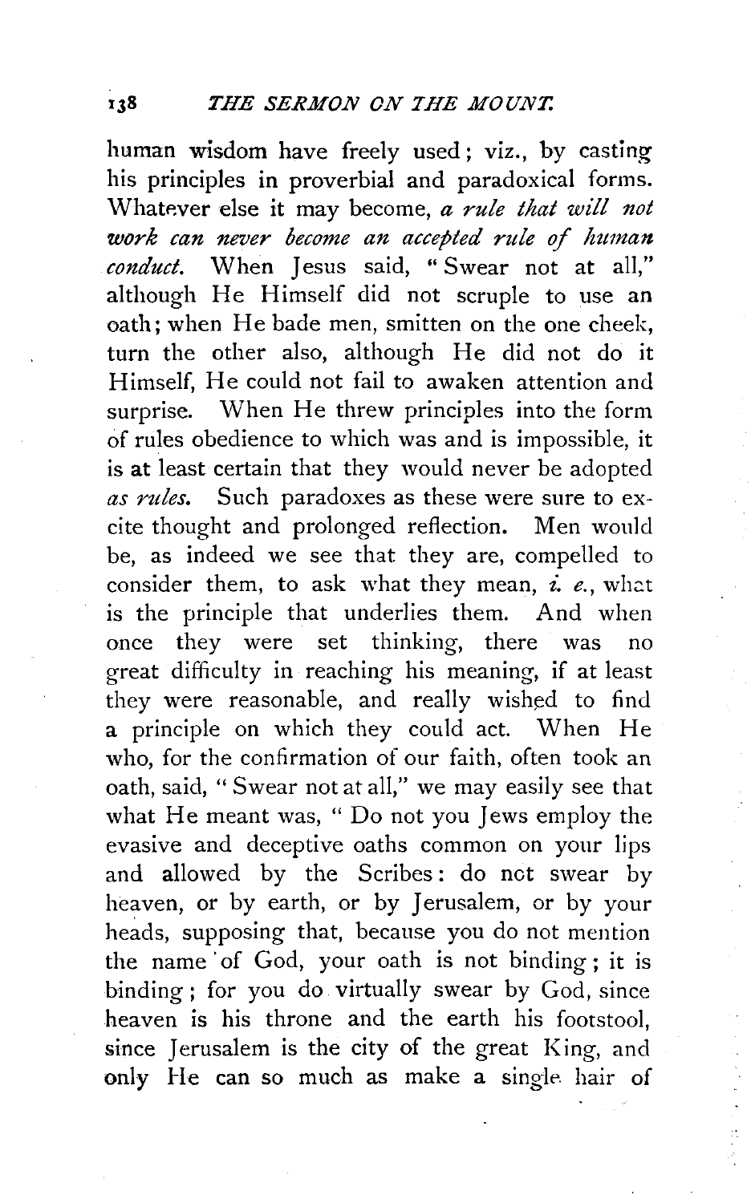human wisdom have freely used; viz., by casting his principles in proverbial and paradoxical forms. Whatever else it may become, *a rule that will not work can never become an accepted rule of human conduct.* When Jesus said, "Swear not at all," although He Himself did not scruple to use an oath; when He bade men, smitten on the one cheek, turn the other also, although He did not do it Himself, He could not fail to awaken attention and surprise. When He threw principles into the form of rules obedience to which was and is impossible, it is at least certain that they would never be adopted *as rules.* Such paradoxes as these were sure to excite thought and prolonged reflection. Men would be, as indeed we see that they are, compelled to consider them, to ask what they mean, *i. e.*, what is the principle that underlies them. And when once they were set thinking, there was no great difficulty in reaching his meaning, if at least they were reasonable, and really wished to find a principle on which they could act. When He who, for the confirmation of our faith, often took an oath, said, "Swear not at all," we may easily see that what He meant was, "Do not you Jews employ the evasive and deceptive oaths common on your lips and allowed by the Scribes: do not swear by heaven, or by earth, or by Jerusalem, or by your heads, supposing that, because you do not mention the name of God, your oath is not binding; it is binding; for you do virtually swear by God, since heaven is his throne and the earth his footstool, since Jerusalem is the city of the great King, and only He can so much as make a single hair of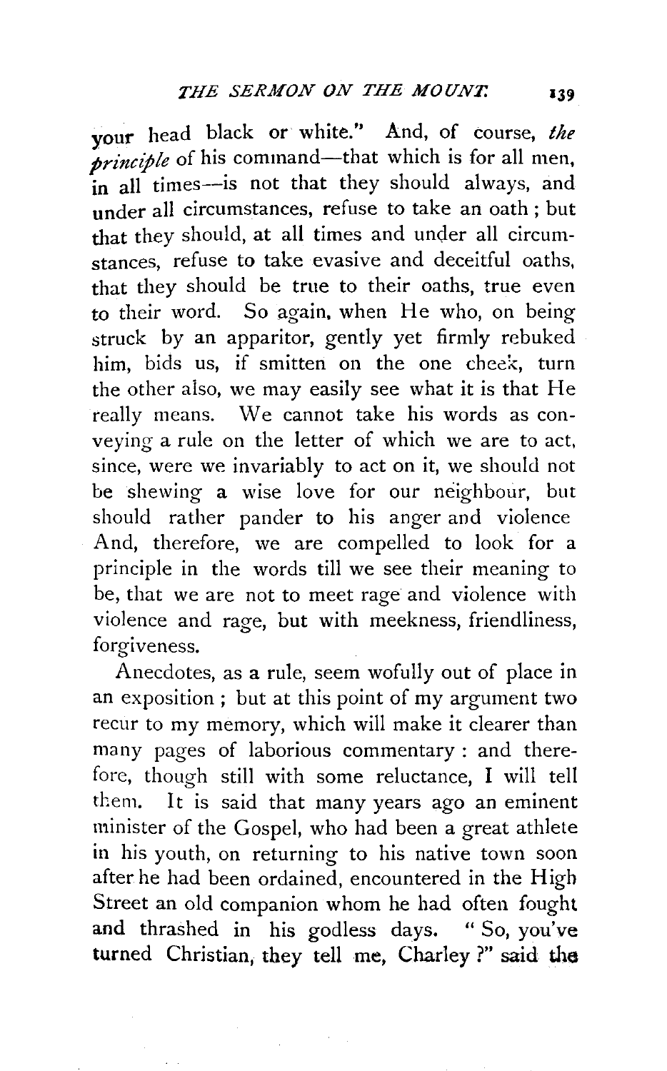your head black or white." And, of course, *the principle* of his command—that which is for all men, in all times—is not that they should always, and under all circumstances, refuse to take an oath; but that they should, at all times and under all circumstances, refuse to take evasive and deceitful oaths, that they should be true to their oaths, true even to their word. So again, when He who, on being struck by an apparitor, gently yet firmly rebuked him, bids us, if smitten on the one cheek, turn the other also, we may easily see what it is that He really means. We cannot take his words as conveying a rule on the letter of which we are to act, since, were we invariably to act on it, we should not be shewing a wise love for our neighbour, but should rather pander to his anger and violence And, therefore, we are compelled to look for a principle in the words till we see their meaning to be, that we are not to meet rage and violence with violence and rage, but with meekness, friendliness, forgiveness.

Anecdotes, as a rule, seem wofully out of place in an exposition; but at this point of my argument two recur to my memory, which will make it clearer than many pages of laborious commentary: and therefore, though still with some reluctance, I will tell them. It is said that many years ago an eminent minister of the Gospel, who had been a great athlete in his youth, on returning to his native town soon after he had been ordained, encountered in the High Street an old companion whom he had often fought and thrashed in his godless days. "So, you've turned Christian, they tell me, Charley?" said the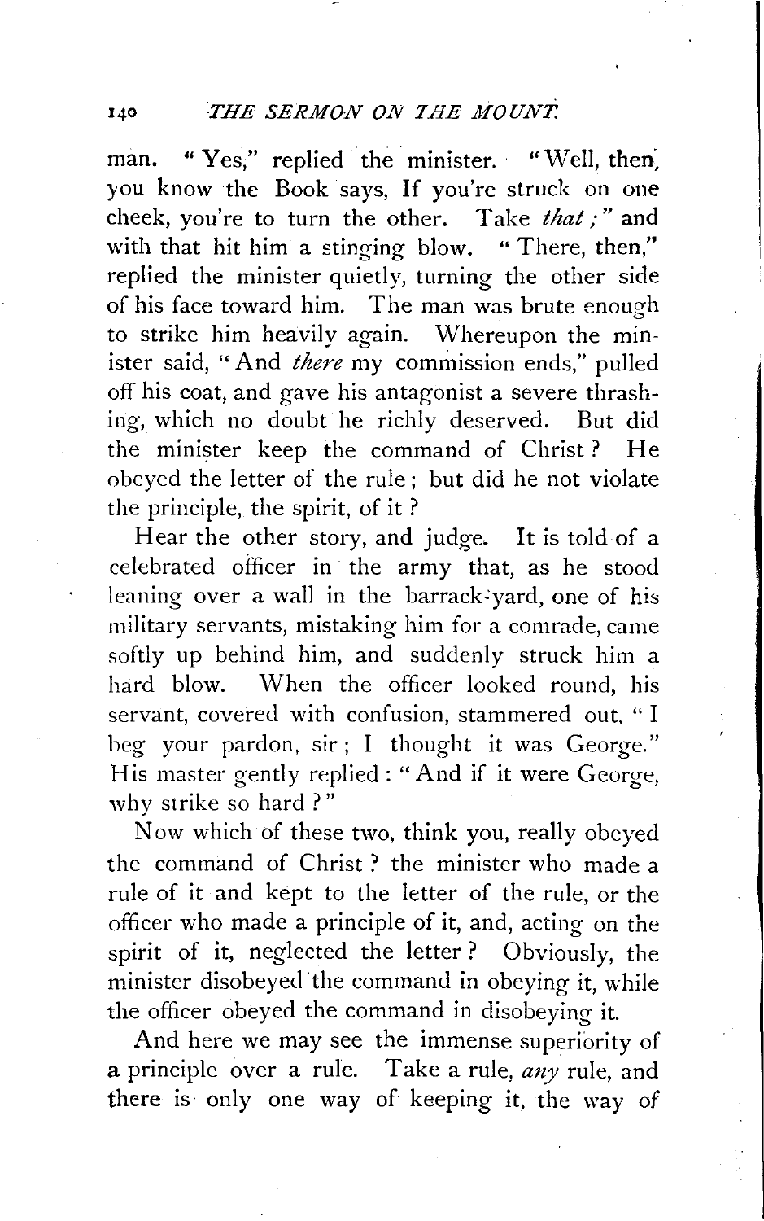man. "Yes," replied the minister. "Well, then, you know the Book says, If you're struck on one cheek, you're to turn the other. Take *that;*" and with that hit him a stinging blow. "There, then," replied the minister quietly, turning the other side of his face toward him. The man was brute enough to strike him heavily again. Whereupon the minister said, "And *there* my commission ends," pulled off his coat, and gave his antagonist a severe thrashing, which no doubt he richly deserved. But did the minister keep the command of Christ? He obeyed the letter of the rule; but did he not violate the principle, the spirit, of it?

Hear the other story, and judge. It is told of a celebrated officer in the army that, as he stood leaning over a wall in the barrack-yard, one of his military servants, mistaking him for a comrade, came softly up behind him, and suddenly struck him a hard blow. When the officer looked round, his servant, covered with confusion, stammered out, "I beg your pardon, sir; I thought it was George." His master gently replied: "And if it were George, why strike so hard?"

Now which of these two, think you, really obeyed the command of Christ? the minister who made a rule of it and kept to the letter of the rule, or the officer who made a principle of it, and, acting on the spirit of it, neglected the letter? Obviously, the minister disobeyed the command in obeying it, while the officer obeyed the command in disobeying it.

And here we may see the immense superiority of a principle over a rule. Take a rule, *any* rule, and there is only one way of keeping it, the way of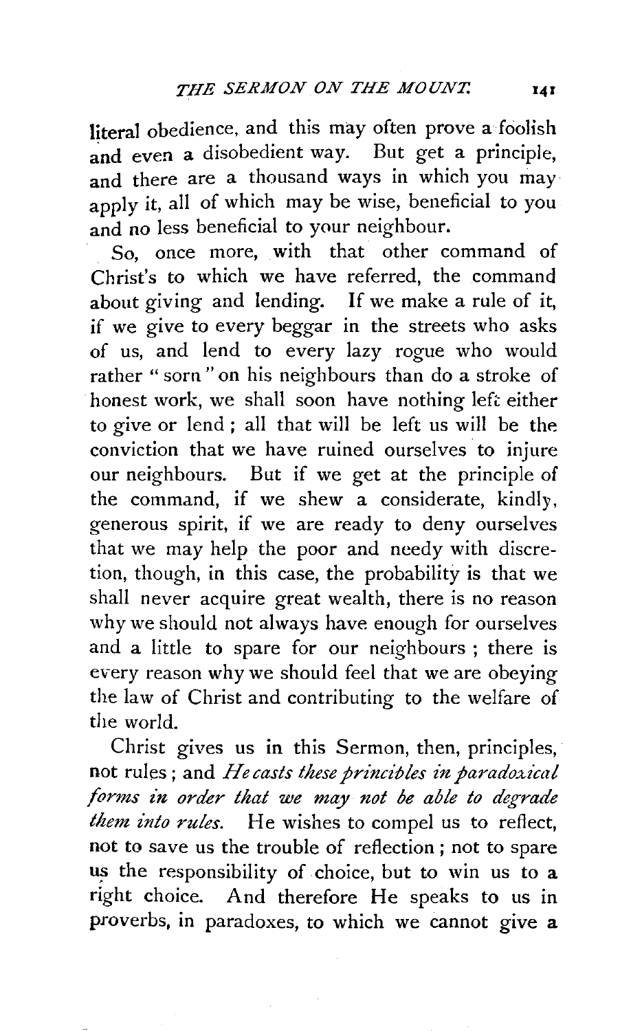literal obedience, and this may often prove a foolish and even a disobedient way. But get a principle, and there are a thousand ways in which you may apply it, all of which may be wise, beneficial to you and no less beneficial to your neighbour.

So, once more, with that other command of Christ's to which we have referred, the command about giving and lending. If we make a rule of it, if we give to every beggar in the streets who asks of us, and lend to every lazy rogue who would rather "sorn" on his neighbours than do a stroke of honest work, we shall soon have nothing left either to give or lend; all that will be left us will be the conviction that we have ruined ourselves to injure our neighbours. But if we get at the principle of the command, if we shew a considerate, kindly, generous spirit, if we are ready to deny ourselves that we may help the poor and needy with discretion, though, in this case, the probability is that we shall never acquire great wealth, there is no reason why we should not always have enough for ourselves and a little to spare for our neighbours; there is every reason why we should feel that we are obeying the law of Christ and contributing to the welfare of the world.

Christ gives us in this Sermon, then, principles, not rules; and *He casts these principles in paradoxical forms in order that we may not be able to degrade them into rules.* He wishes to compel us to reflect, not to save us the trouble of reflection; not to spare us the responsibility of choice, but to win us to a right choice. And therefore He speaks to us in proverbs, in paradoxes, to which we cannot give a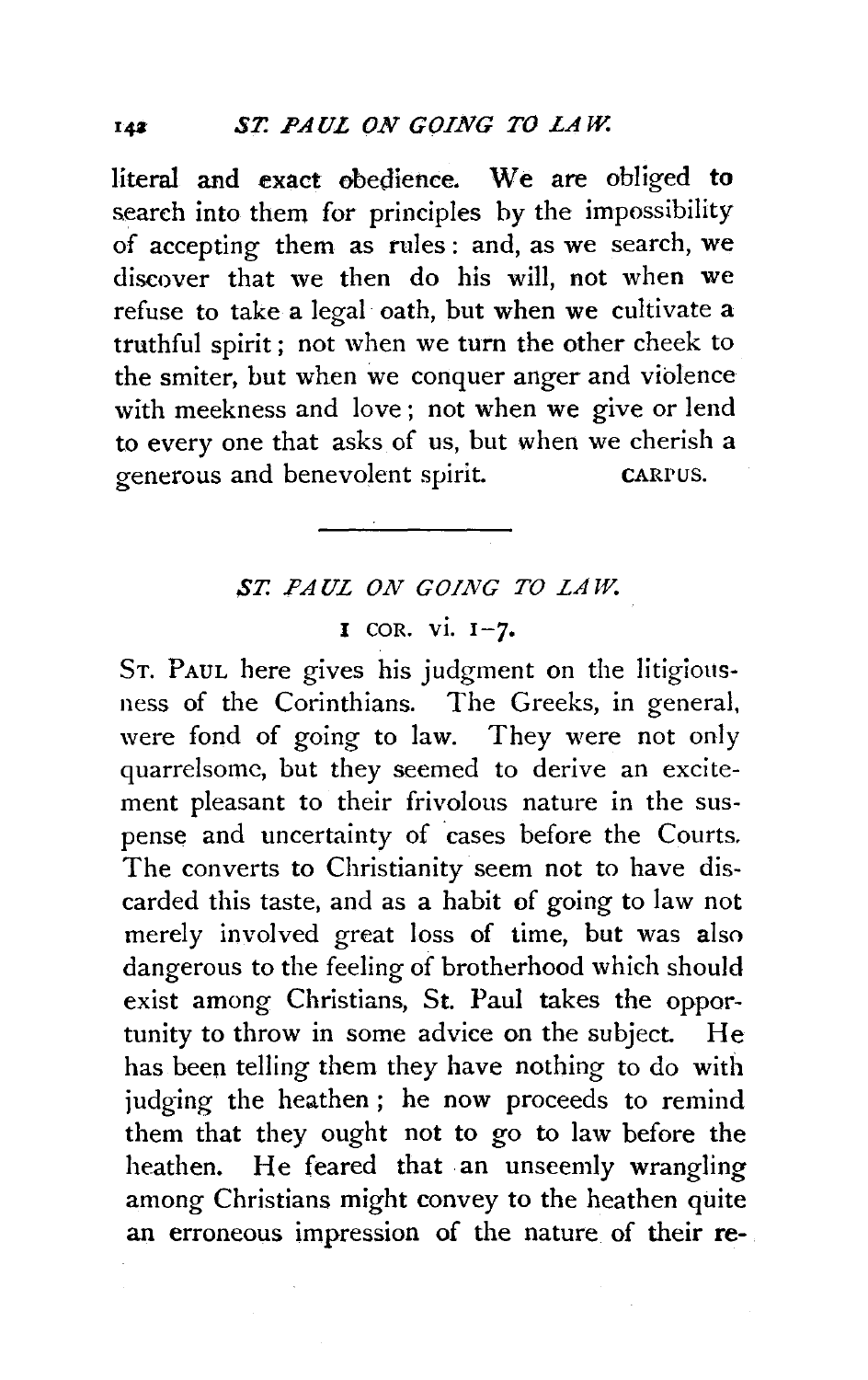literal and exact obedience. We are obliged to search into them for principles by the impossibility of accepting them as rules: and, as we search, we discover that we then do his will, not when we refuse to take a legal oath, but when we cultivate a truthful spirit; not when we turn the other cheek to the smiter, but when we conquer anger and violence with meekness and love; not when we give or lend to every one that asks of us, but when we cherish a generous and benevolent spirit. CARPUS.

---

## *ST. PAUL ON GOING TO LAW.*

### 1 COR. vi. 1–7.

ST. PAUL here gives his judgment on the litigiousness of the Corinthians. The Greeks, in general, were fond of going to law. They were not only quarrelsome, but they seemed to derive an excitement pleasant to their frivolous nature in the suspense and uncertainty of cases before the Courts. The converts to Christianity seem not to have discarded this taste, and as a habit of going to law not merely involved great loss of time, but was also dangerous to the feeling of brotherhood which should exist among Christians, St. Paul takes the opportunity to throw in some advice on the subject. He has been telling them they have nothing to do with judging the heathen; he now proceeds to remind them that they ought not to go to law before the heathen. He feared that an unseemly wrangling among Christians might convey to the heathen quite an erroneous impression of the nature of their re-